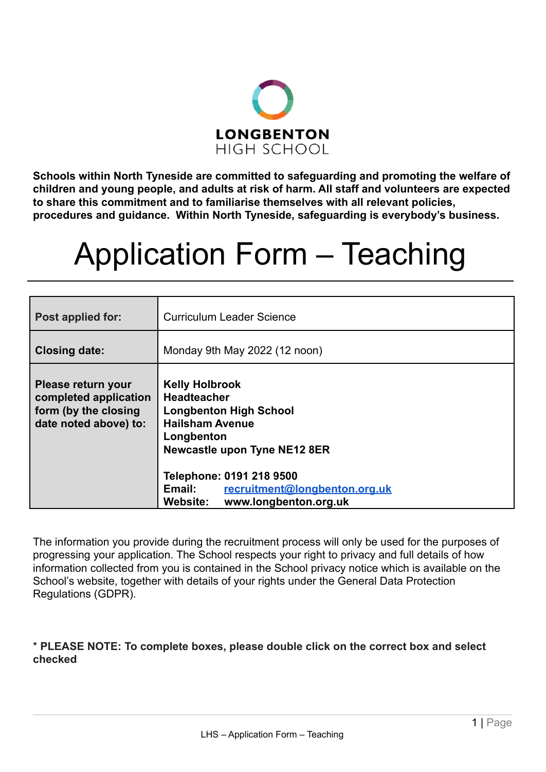**LONGBENTON**
HIGH SCHOOL

**Schools within North Tyneside are committed to safeguarding and promoting the welfare of children and young people, and adults at risk of harm. All staff and volunteers are expected to share this commitment and to familiarise themselves with all relevant policies, procedures and guidance. Within North Tyneside, safeguarding is everybody's business.**

# Application Form – Teaching

| | |
|---|---|
| **Post applied for:** | Curriculum Leader Science |
| **Closing date:** | Monday 9th May 2022 (12 noon) |
| **Please return your completed application form (by the closing date noted above) to:** | **Kelly Holbrook**<br>**Headteacher**<br>**Longbenton High School**<br>**Hailsham Avenue**<br>**Longbenton**<br>**Newcastle upon Tyne NE12 8ER**<br><br>**Telephone: 0191 218 9500**<br>**Email:** recruitment@longbenton.org.uk<br>**Website:** www.longbenton.org.uk |

The information you provide during the recruitment process will only be used for the purposes of progressing your application. The School respects your right to privacy and full details of how information collected from you is contained in the School privacy notice which is available on the School's website, together with details of your rights under the General Data Protection Regulations (GDPR).

**\* PLEASE NOTE: To complete boxes, please double click on the correct box and select checked**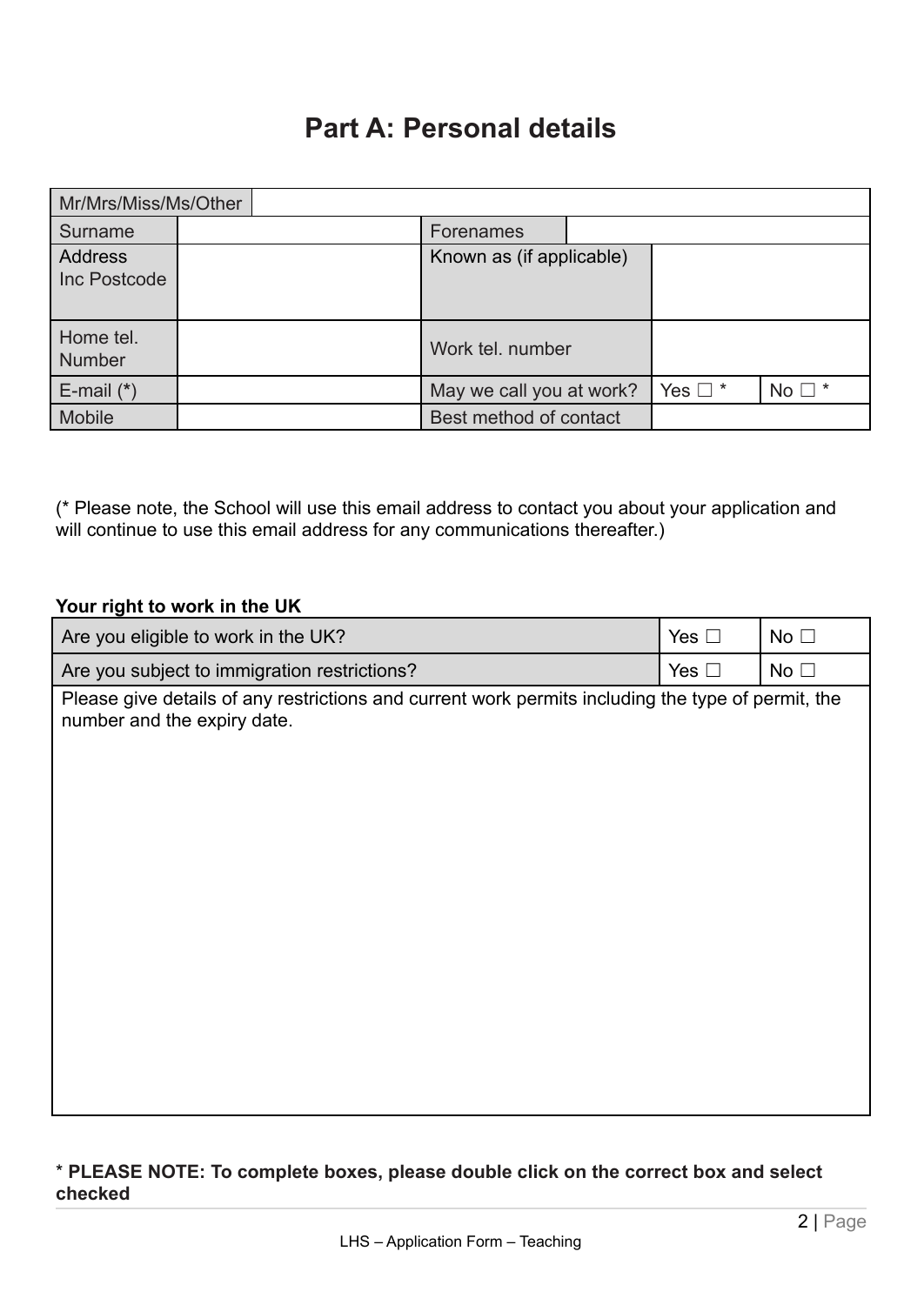# Part A: Personal details

| Mr/Mrs/Miss/Ms/Other | | | | |
|---|---|---|---|---|
| Surname | | Forenames | | |
| Address Inc Postcode | | Known as (if applicable) | | |
| Home tel. Number | | Work tel. number | | |
| E-mail (*) | | May we call you at work? | Yes ☐ * | No ☐ * |
| Mobile | | Best method of contact | | |

(* Please note, the School will use this email address to contact you about your application and will continue to use this email address for any communications thereafter.)

**Your right to work in the UK**

| Are you eligible to work in the UK? | Yes ☐ | No ☐ |
|---|---|---|
| Are you subject to immigration restrictions? | Yes ☐ | No ☐ |
| Please give details of any restrictions and current work permits including the type of permit, the number and the expiry date. | | |

**\* PLEASE NOTE: To complete boxes, please double click on the correct box and select checked**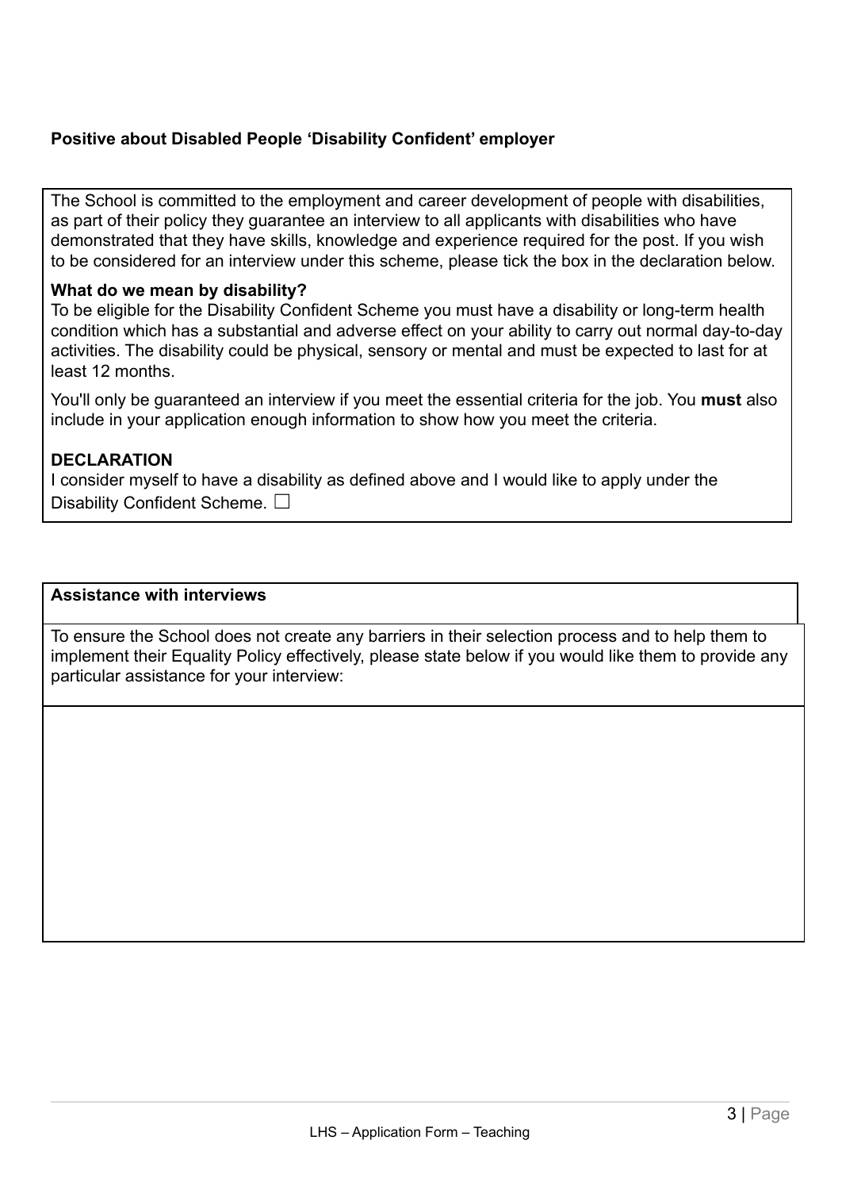**Positive about Disabled People 'Disability Confident' employer**

The School is committed to the employment and career development of people with disabilities, as part of their policy they guarantee an interview to all applicants with disabilities who have demonstrated that they have skills, knowledge and experience required for the post. If you wish to be considered for an interview under this scheme, please tick the box in the declaration below.

**What do we mean by disability?**

To be eligible for the Disability Confident Scheme you must have a disability or long-term health condition which has a substantial and adverse effect on your ability to carry out normal day-to-day activities. The disability could be physical, sensory or mental and must be expected to last for at least 12 months.

You'll only be guaranteed an interview if you meet the essential criteria for the job. You **must** also include in your application enough information to show how you meet the criteria.

**DECLARATION**

I consider myself to have a disability as defined above and I would like to apply under the Disability Confident Scheme. ☐

**Assistance with interviews**

To ensure the School does not create any barriers in their selection process and to help them to implement their Equality Policy effectively, please state below if you would like them to provide any particular assistance for your interview: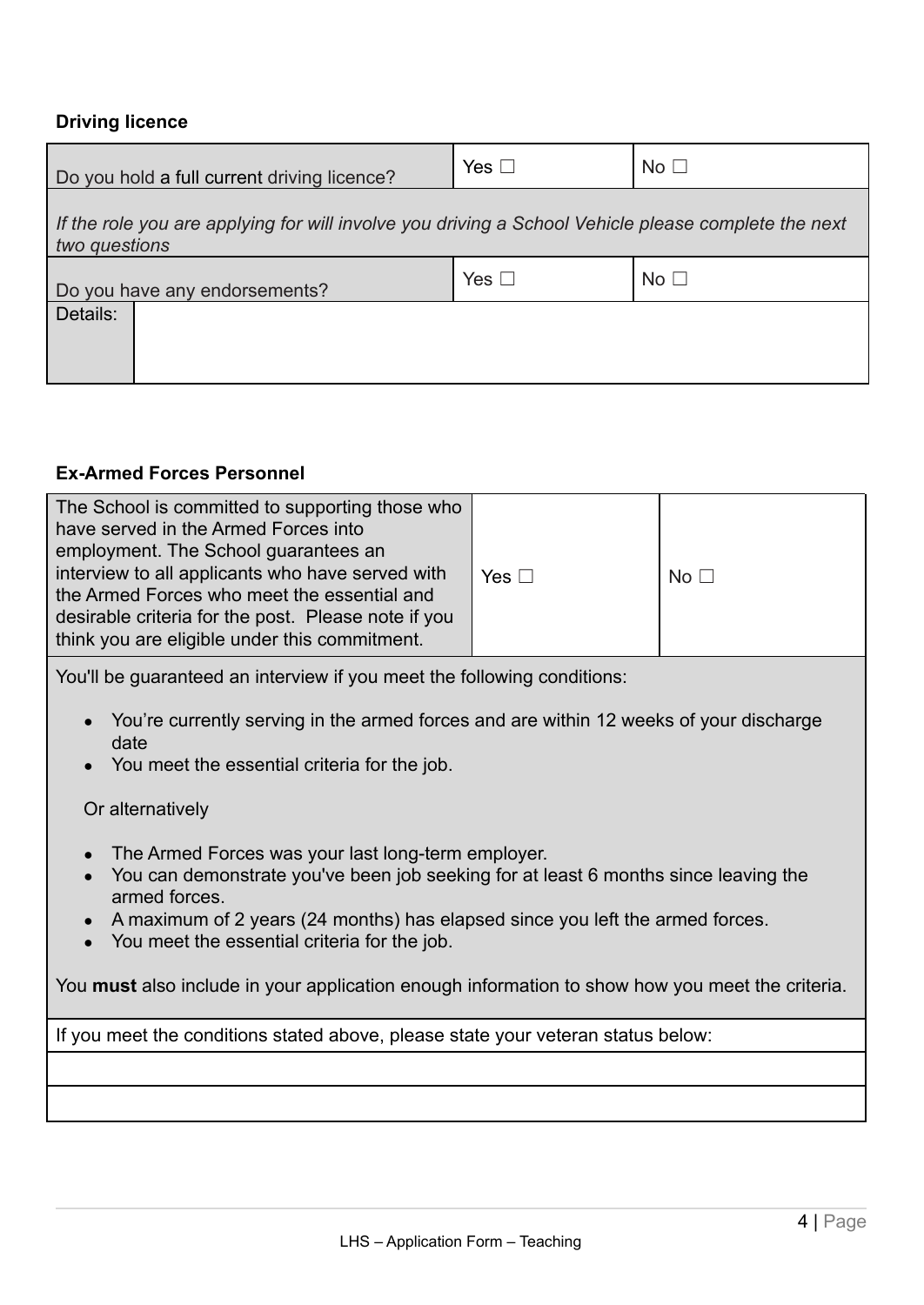**Driving licence**

| Do you hold a full current driving licence? | Yes ☐ | No ☐ |
|---|---|---|
| *If the role you are applying for will involve you driving a School Vehicle please complete the next two questions* | | |
| Do you have any endorsements? | Yes ☐ | No ☐ |
| Details: | | |

**Ex-Armed Forces Personnel**

| The School is committed to supporting those who have served in the Armed Forces into employment. The School guarantees an interview to all applicants who have served with the Armed Forces who meet the essential and desirable criteria for the post. Please note if you think you are eligible under this commitment. | Yes ☐ | No ☐ |
|---|---|---|

You'll be guaranteed an interview if you meet the following conditions:

- You're currently serving in the armed forces and are within 12 weeks of your discharge date
- You meet the essential criteria for the job.

Or alternatively

- The Armed Forces was your last long-term employer.
- You can demonstrate you've been job seeking for at least 6 months since leaving the armed forces.
- A maximum of 2 years (24 months) has elapsed since you left the armed forces.
- You meet the essential criteria for the job.

You **must** also include in your application enough information to show how you meet the criteria.

| If you meet the conditions stated above, please state your veteran status below: |
|---|
| |
| |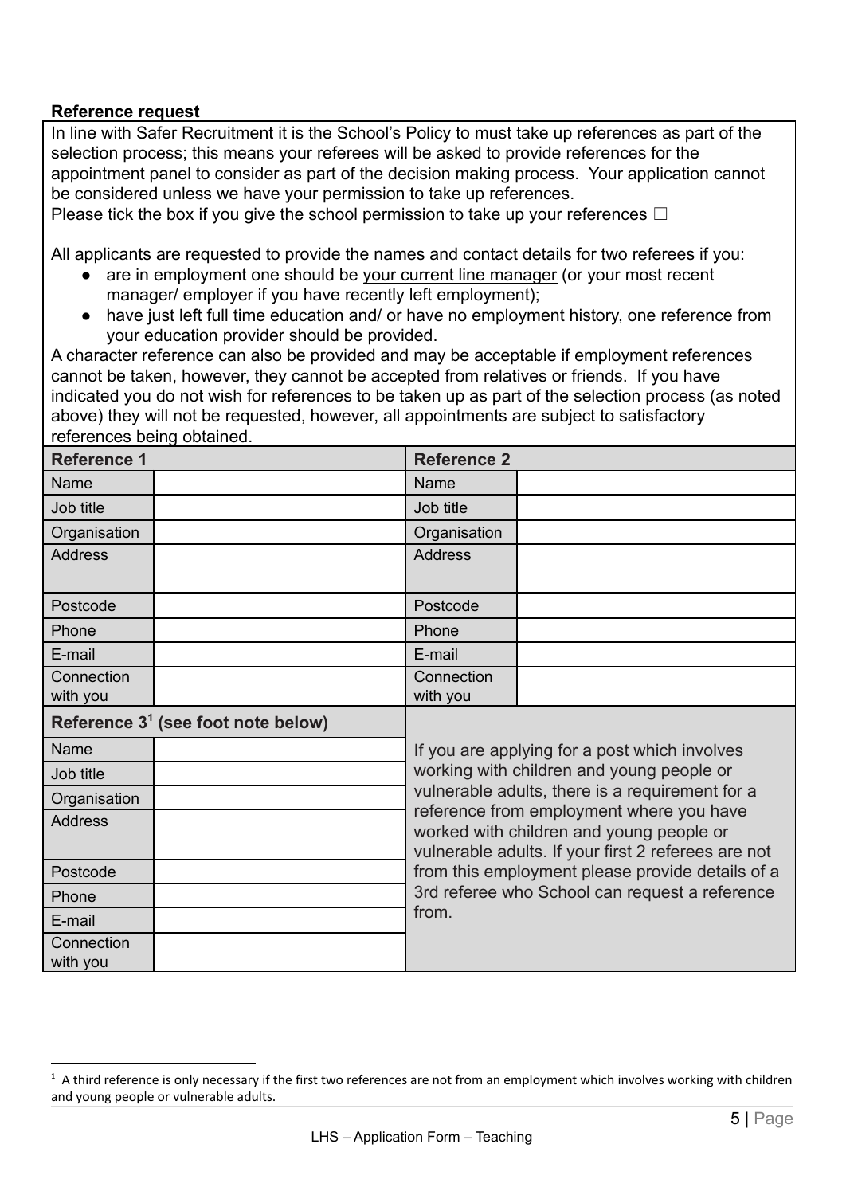**Reference request**

In line with Safer Recruitment it is the School's Policy to must take up references as part of the selection process; this means your referees will be asked to provide references for the appointment panel to consider as part of the decision making process. Your application cannot be considered unless we have your permission to take up references.

Please tick the box if you give the school permission to take up your references ☐

All applicants are requested to provide the names and contact details for two referees if you:

- are in employment one should be your current line manager (or your most recent manager/ employer if you have recently left employment);
- have just left full time education and/ or have no employment history, one reference from your education provider should be provided.

A character reference can also be provided and may be acceptable if employment references cannot be taken, however, they cannot be accepted from relatives or friends. If you have indicated you do not wish for references to be taken up as part of the selection process (as noted above) they will not be requested, however, all appointments are subject to satisfactory references being obtained.

| **Reference 1** | | **Reference 2** | |
|---|---|---|---|
| Name | | Name | |
| Job title | | Job title | |
| Organisation | | Organisation | |
| Address | | Address | |
| Postcode | | Postcode | |
| Phone | | Phone | |
| E-mail | | E-mail | |
| Connection with you | | Connection with you | |

| **Reference 3[1] (see foot note below)** | |
|---|---|
| Name | |
| Job title | |
| Organisation | |
| Address | |
| Postcode | |
| Phone | |
| E-mail | |
| Connection with you | |

If you are applying for a post which involves working with children and young people or vulnerable adults, there is a requirement for a reference from employment where you have worked with children and young people or vulnerable adults. If your first 2 referees are not from this employment please provide details of a 3rd referee who School can request a reference from.

[1] A third reference is only necessary if the first two references are not from an employment which involves working with children and young people or vulnerable adults.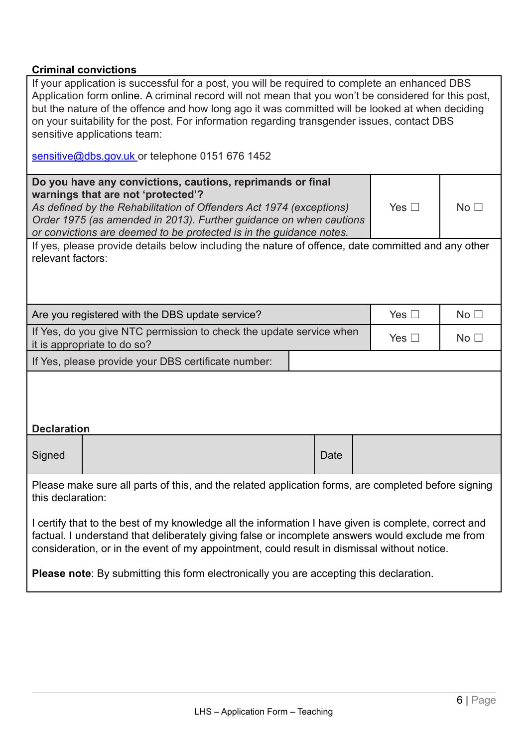## Criminal convictions

If your application is successful for a post, you will be required to complete an enhanced DBS Application form online. A criminal record will not mean that you won't be considered for this post, but the nature of the offence and how long ago it was committed will be looked at when deciding on your suitability for the post. For information regarding transgender issues, contact DBS sensitive applications team:

sensitive@dbs.gov.uk or telephone 0151 676 1452

| **Do you have any convictions, cautions, reprimands or final warnings that are not 'protected'?** *As defined by the Rehabilitation of Offenders Act 1974 (exceptions) Order 1975 (as amended in 2013). Further guidance on when cautions or convictions are deemed to be protected is in the guidance notes.* | Yes ☐ | No ☐ |
|---|---|---|
| If yes, please provide details below including the nature of offence, date committed and any other relevant factors: | | |

| Are you registered with the DBS update service? | Yes ☐ | No ☐ |
|---|---|---|
| If Yes, do you give NTC permission to check the update service when it is appropriate to do so? | Yes ☐ | No ☐ |
| If Yes, please provide your DBS certificate number: | | |

## Declaration

| Signed | | Date | |
|---|---|---|---|

Please make sure all parts of this, and the related application forms, are completed before signing this declaration:

I certify that to the best of my knowledge all the information I have given is complete, correct and factual. I understand that deliberately giving false or incomplete answers would exclude me from consideration, or in the event of my appointment, could result in dismissal without notice.

**Please note**: By submitting this form electronically you are accepting this declaration.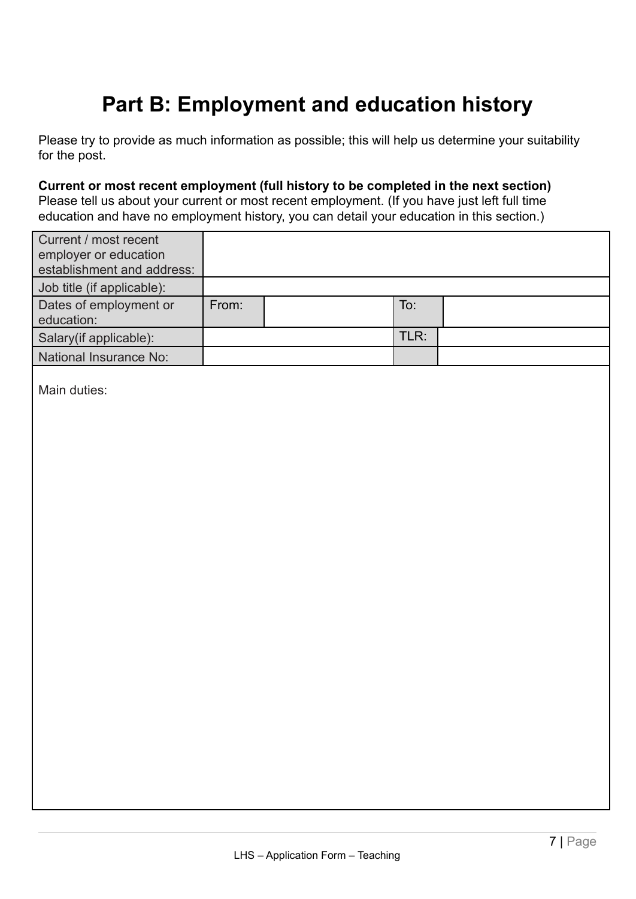# Part B: Employment and education history

Please try to provide as much information as possible; this will help us determine your suitability for the post.

**Current or most recent employment (full history to be completed in the next section)**
Please tell us about your current or most recent employment. (If you have just left full time education and have no employment history, you can detail your education in this section.)

| Current / most recent employer or education establishment and address: | | | | |
|---|---|---|---|---|
| Job title (if applicable): | | | | |
| Dates of employment or education: | From: | | To: | |
| Salary(if applicable): | | | TLR: | |
| National Insurance No: | | | | |
| Main duties: | | | | |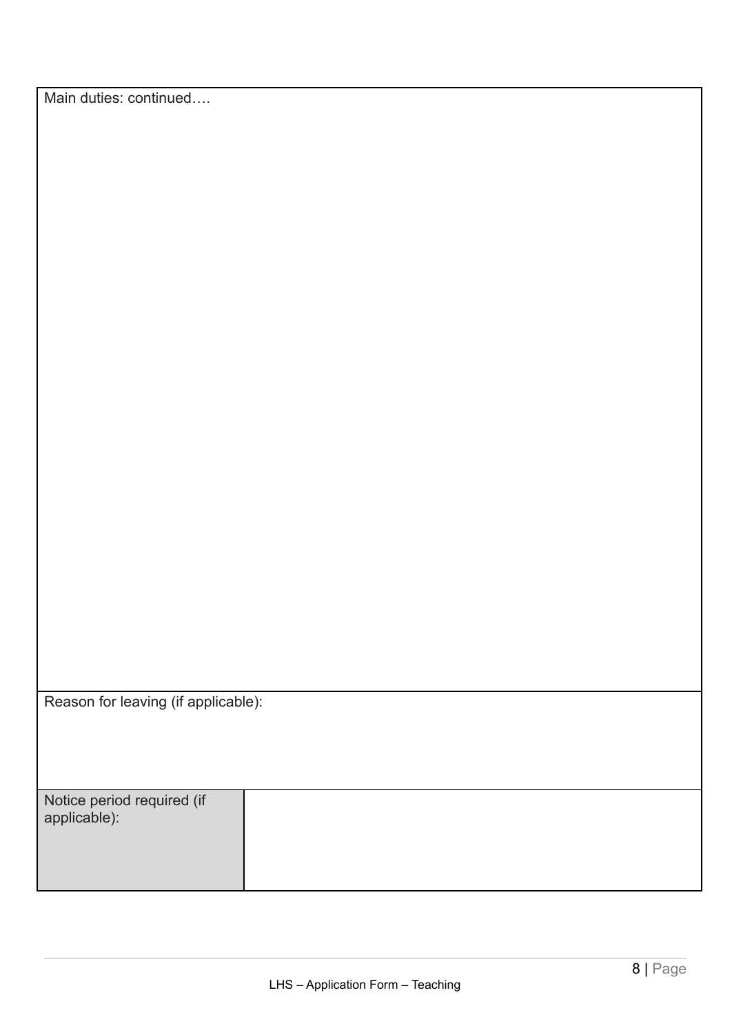| Main duties: continued…. | |
|---|---|
| Reason for leaving (if applicable): | |
| Notice period required (if applicable): | |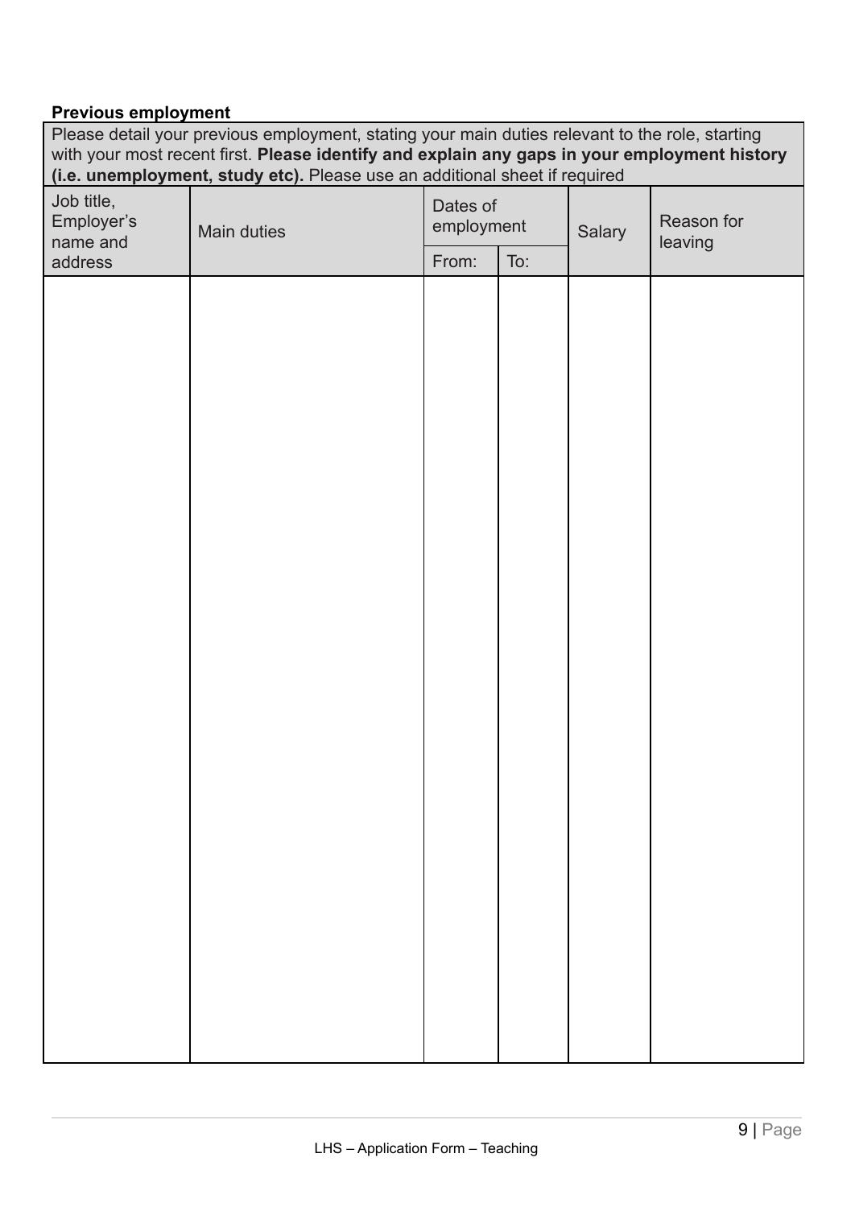**Previous employment**

Please detail your previous employment, stating your main duties relevant to the role, starting with your most recent first. **Please identify and explain any gaps in your employment history (i.e. unemployment, study etc).** Please use an additional sheet if required

| Job title, Employer's name and address | Main duties | Dates of employment | | Salary | Reason for leaving |
|---|---|---|---|---|---|
| | | From: | To: | | |
| | | | | | |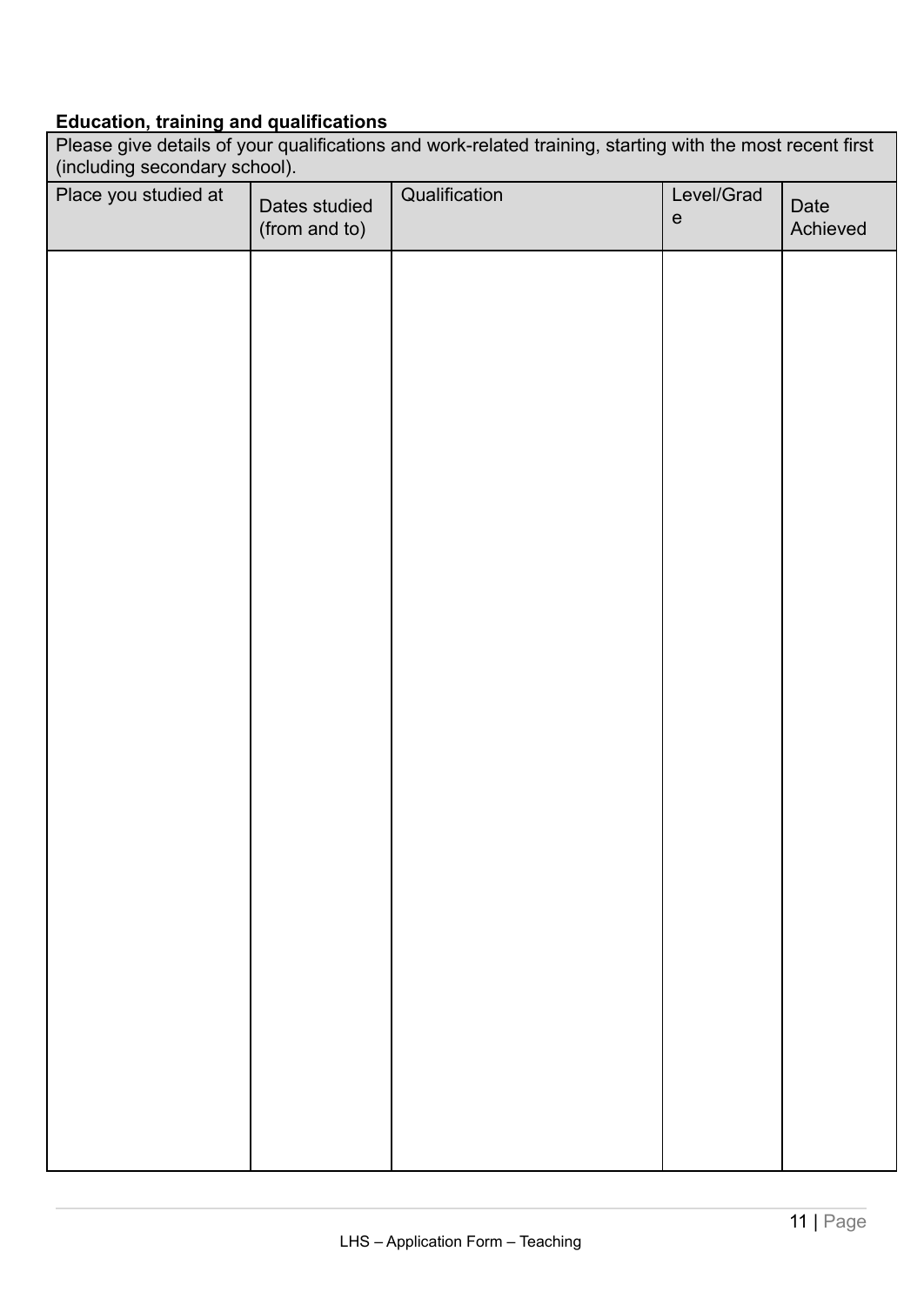**Education, training and qualifications**

Please give details of your qualifications and work-related training, starting with the most recent first (including secondary school).

| Place you studied at | Dates studied (from and to) | Qualification | Level/Grade | Date Achieved |
|---|---|---|---|---|
| | | | | |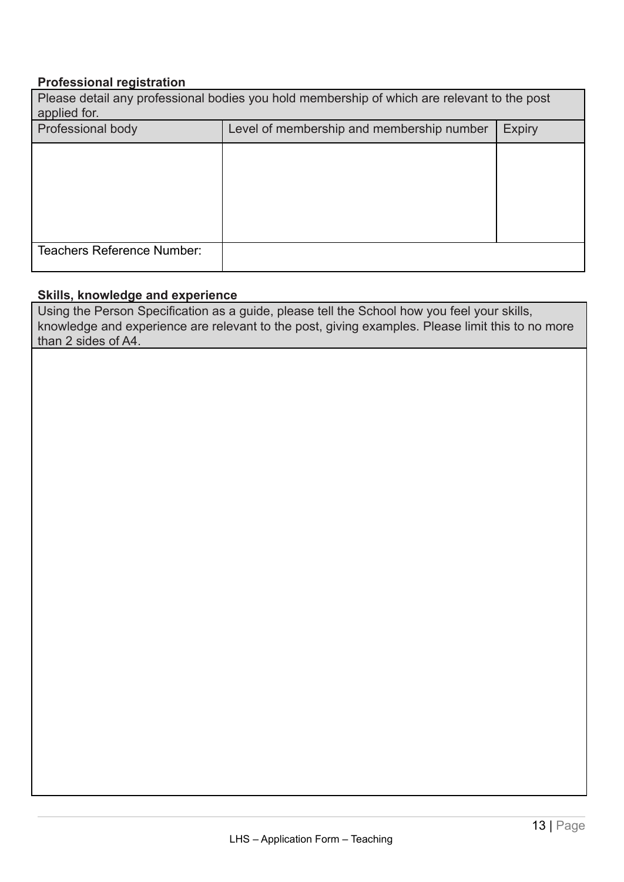**Professional registration**

| Please detail any professional bodies you hold membership of which are relevant to the post applied for. | | |
|---|---|---|
| Professional body | Level of membership and membership number | Expiry |
| | | |
| Teachers Reference Number: | | |

**Skills, knowledge and experience**

| Using the Person Specification as a guide, please tell the School how you feel your skills, knowledge and experience are relevant to the post, giving examples. Please limit this to no more than 2 sides of A4. |
|---|
| |

LHS – Application Form – Teaching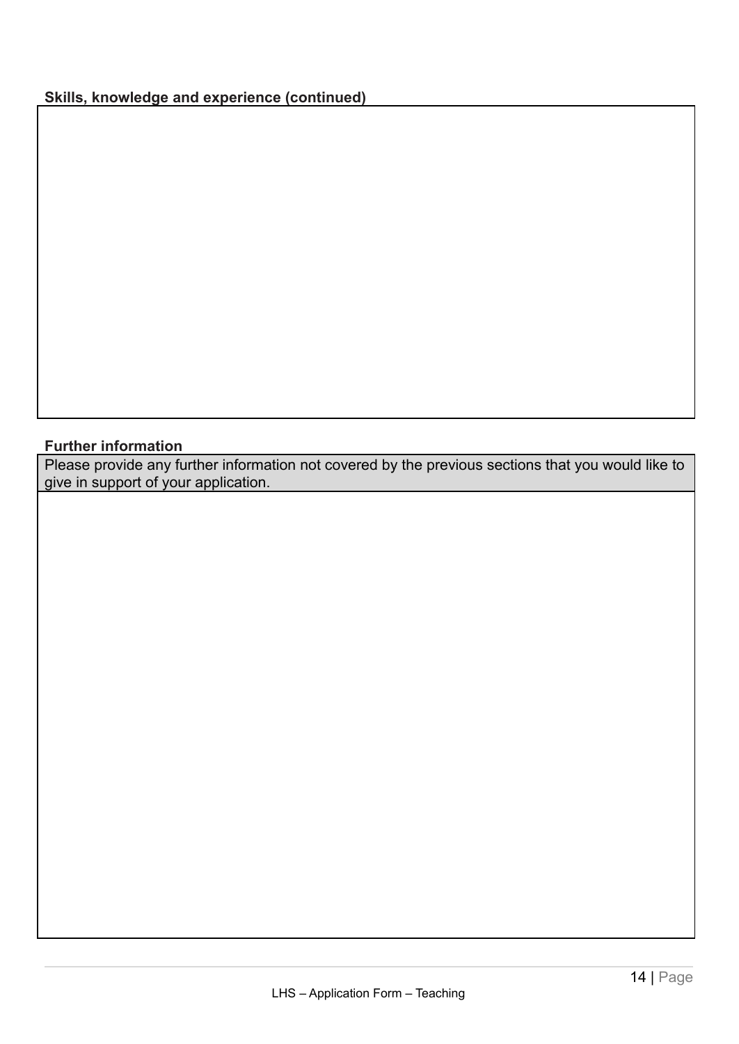**Skills, knowledge and experience (continued)**

| |
|---|
| |

**Further information**

| Please provide any further information not covered by the previous sections that you would like to give in support of your application. |
|---|
| |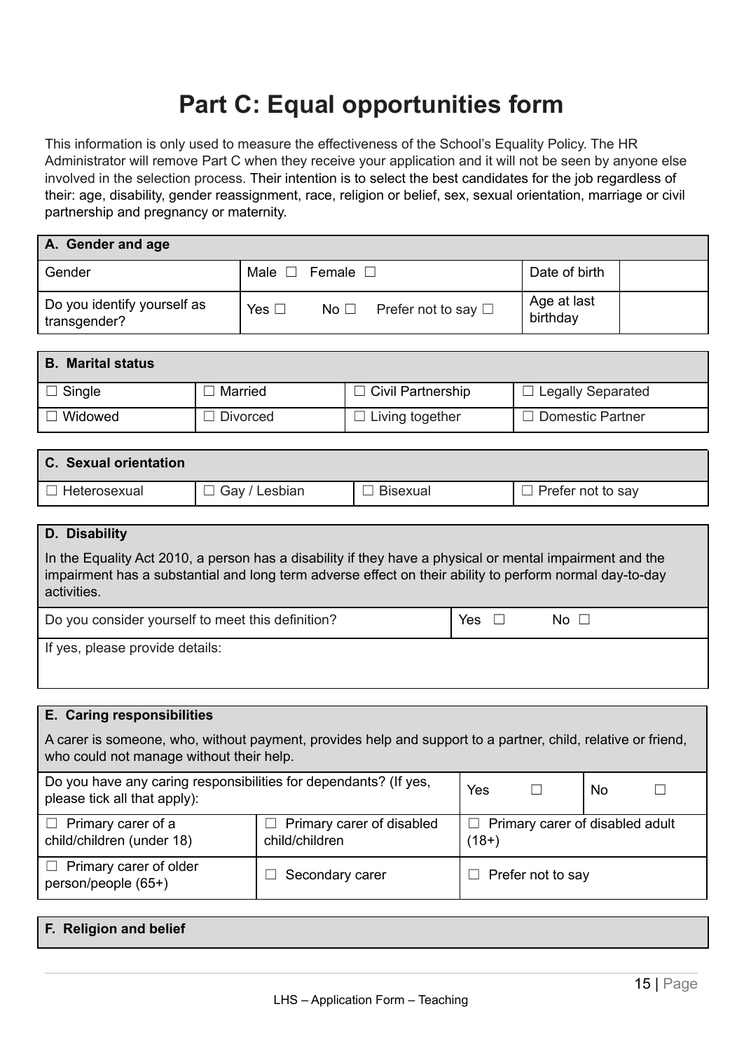# Part C: Equal opportunities form

This information is only used to measure the effectiveness of the School's Equality Policy. The HR Administrator will remove Part C when they receive your application and it will not be seen by anyone else involved in the selection process. Their intention is to select the best candidates for the job regardless of their: age, disability, gender reassignment, race, religion or belief, sex, sexual orientation, marriage or civil partnership and pregnancy or maternity.

| **A. Gender and age** | | | |
|---|---|---|---|
| Gender | Male ☐ Female ☐ | Date of birth | |
| Do you identify yourself as transgender? | Yes ☐ No ☐ Prefer not to say ☐ | Age at last birthday | |

| **B. Marital status** | | | |
|---|---|---|---|
| ☐ Single | ☐ Married | ☐ Civil Partnership | ☐ Legally Separated |
| ☐ Widowed | ☐ Divorced | ☐ Living together | ☐ Domestic Partner |

| **C. Sexual orientation** | | | |
|---|---|---|---|
| ☐ Heterosexual | ☐ Gay / Lesbian | ☐ Bisexual | ☐ Prefer not to say |

| **D. Disability** | |
|---|---|
| In the Equality Act 2010, a person has a disability if they have a physical or mental impairment and the impairment has a substantial and long term adverse effect on their ability to perform normal day-to-day activities. | |
| Do you consider yourself to meet this definition? | Yes ☐ No ☐ |
| If yes, please provide details: | |

| **E. Caring responsibilities** | | | |
|---|---|---|---|
| A carer is someone, who, without payment, provides help and support to a partner, child, relative or friend, who could not manage without their help. | | | |
| Do you have any caring responsibilities for dependants? (If yes, please tick all that apply): | | Yes ☐ | No ☐ |
| ☐ Primary carer of a child/children (under 18) | ☐ Primary carer of disabled child/children | ☐ Primary carer of disabled adult (18+) | |
| ☐ Primary carer of older person/people (65+) | ☐ Secondary carer | ☐ Prefer not to say | |

| **F. Religion and belief** |
|---|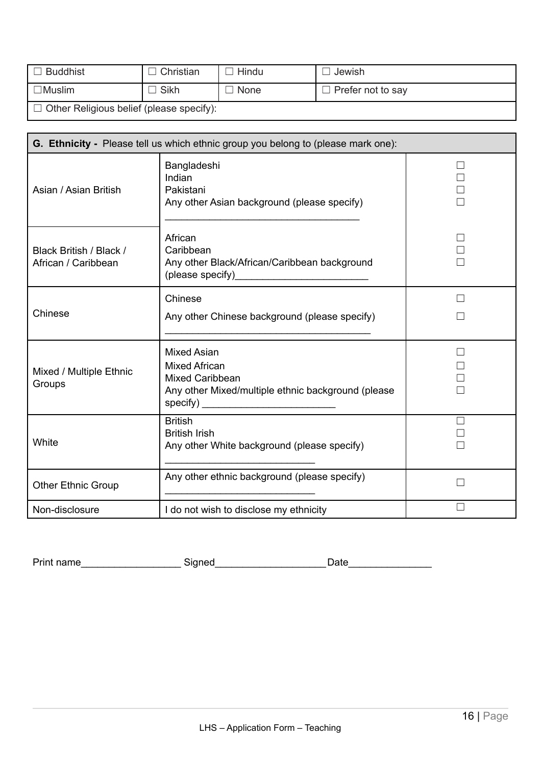| | | | |
|---|---|---|---|
| ☐ Buddhist | ☐ Christian | ☐ Hindu | ☐ Jewish |
| ☐Muslim | ☐ Sikh | ☐ None | ☐ Prefer not to say |
| ☐ Other Religious belief (please specify): | | | |

| **G. Ethnicity -** Please tell us which ethnic group you belong to (please mark one): | | |
|---|---|---|
| Asian / Asian British | Bangladeshi<br>Indian<br>Pakistani<br>Any other Asian background (please specify)<br>___________________________________ | ☐<br>☐<br>☐<br>☐ |
| Black British / Black / African / Caribbean | African<br>Caribbean<br>Any other Black/African/Caribbean background (please specify)________________________ | ☐<br>☐<br>☐ |
| Chinese | Chinese<br>Any other Chinese background (please specify)<br>_____________________________________ | ☐<br>☐ |
| Mixed / Multiple Ethnic Groups | Mixed Asian<br>Mixed African<br>Mixed Caribbean<br>Any other Mixed/multiple ethnic background (please specify) ________________________ | ☐<br>☐<br>☐<br>☐ |
| White | British<br>British Irish<br>Any other White background (please specify)<br>__________________________ | ☐<br>☐<br>☐ |
| Other Ethnic Group | Any other ethnic background (please specify)<br>__________________________ | ☐ |
| Non-disclosure | I do not wish to disclose my ethnicity | ☐ |

Print name__________________ Signed____________________Date_______________

LHS – Application Form – Teaching